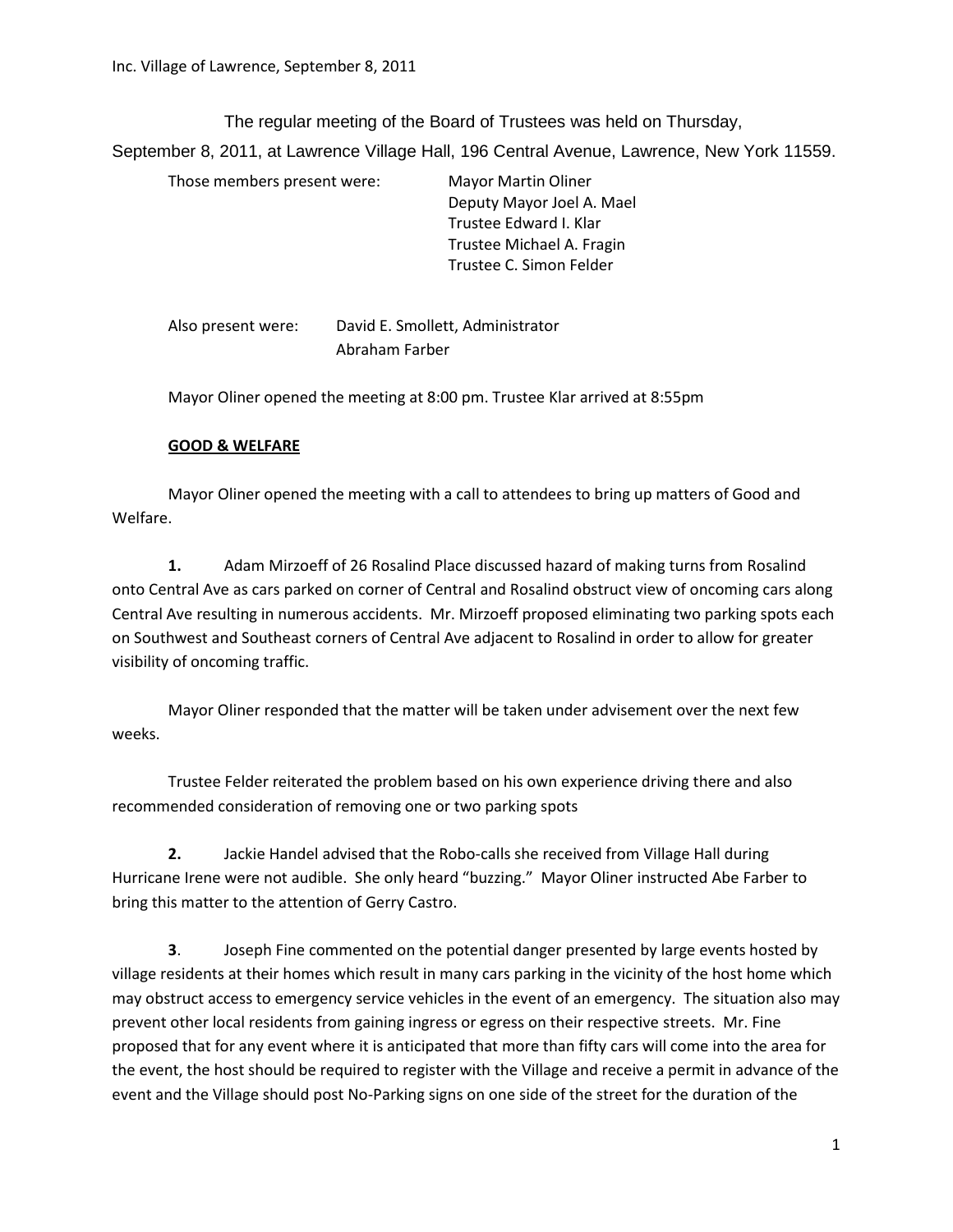Inc. Village of Lawrence, September 8, 2011

The regular meeting of the Board of Trustees was held on Thursday, September 8, 2011, at Lawrence Village Hall, 196 Central Avenue, Lawrence, New York 11559.

Those members present were: Mayor Martin Oliner
Deputy Mayor Joel A. Mael
Trustee Edward I. Klar
Trustee Michael A. Fragin
Trustee C. Simon Felder

Also present were: David E. Smollett, Administrator
Abraham Farber

Mayor Oliner opened the meeting at 8:00 pm. Trustee Klar arrived at 8:55pm

**GOOD & WELFARE**

Mayor Oliner opened the meeting with a call to attendees to bring up matters of Good and Welfare.

**1.** Adam Mirzoeff of 26 Rosalind Place discussed hazard of making turns from Rosalind onto Central Ave as cars parked on corner of Central and Rosalind obstruct view of oncoming cars along Central Ave resulting in numerous accidents. Mr. Mirzoeff proposed eliminating two parking spots each on Southwest and Southeast corners of Central Ave adjacent to Rosalind in order to allow for greater visibility of oncoming traffic.

Mayor Oliner responded that the matter will be taken under advisement over the next few weeks.

Trustee Felder reiterated the problem based on his own experience driving there and also recommended consideration of removing one or two parking spots

**2.** Jackie Handel advised that the Robo-calls she received from Village Hall during Hurricane Irene were not audible. She only heard "buzzing." Mayor Oliner instructed Abe Farber to bring this matter to the attention of Gerry Castro.

**3**. Joseph Fine commented on the potential danger presented by large events hosted by village residents at their homes which result in many cars parking in the vicinity of the host home which may obstruct access to emergency service vehicles in the event of an emergency. The situation also may prevent other local residents from gaining ingress or egress on their respective streets. Mr. Fine proposed that for any event where it is anticipated that more than fifty cars will come into the area for the event, the host should be required to register with the Village and receive a permit in advance of the event and the Village should post No-Parking signs on one side of the street for the duration of the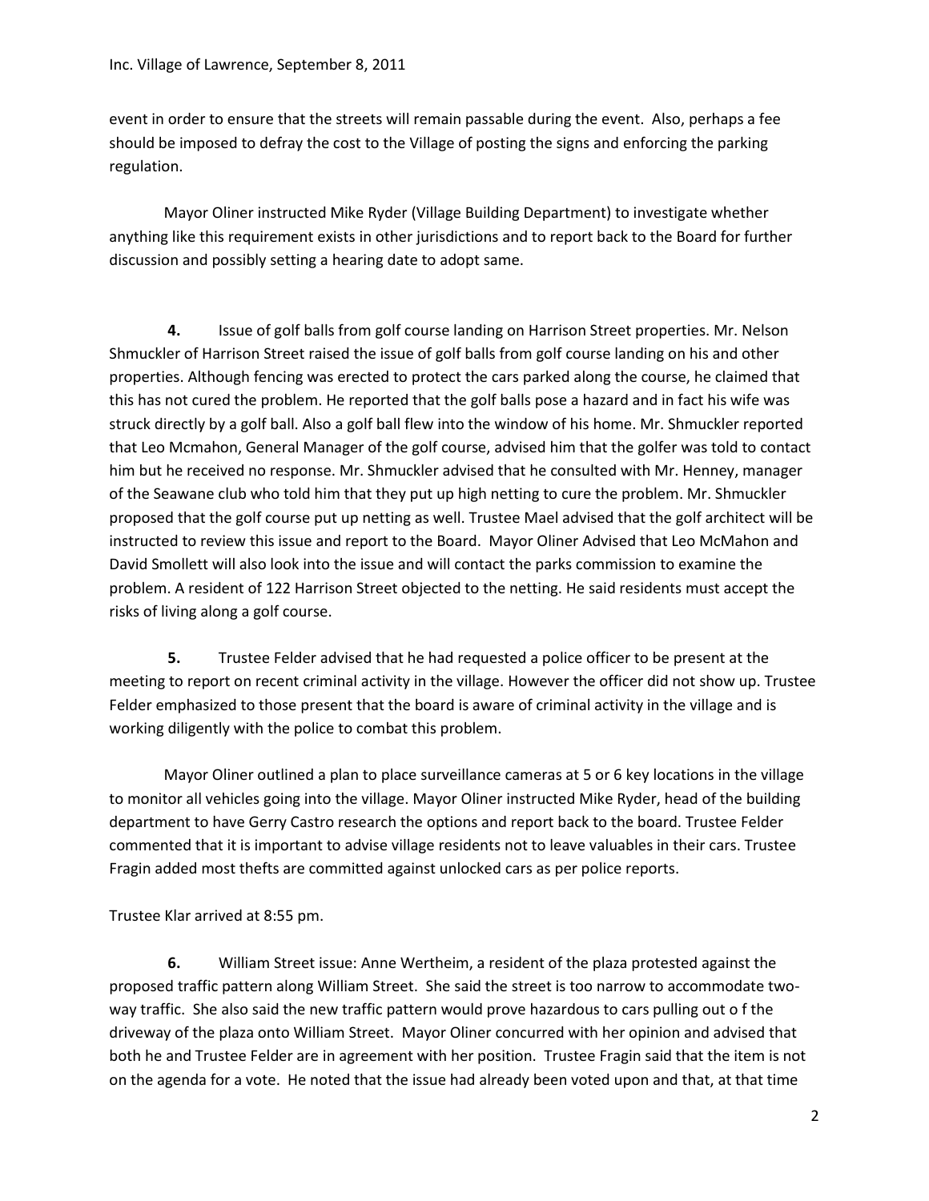event in order to ensure that the streets will remain passable during the event. Also, perhaps a fee should be imposed to defray the cost to the Village of posting the signs and enforcing the parking regulation.

Mayor Oliner instructed Mike Ryder (Village Building Department) to investigate whether anything like this requirement exists in other jurisdictions and to report back to the Board for further discussion and possibly setting a hearing date to adopt same.

**4.** Issue of golf balls from golf course landing on Harrison Street properties. Mr. Nelson Shmuckler of Harrison Street raised the issue of golf balls from golf course landing on his and other properties. Although fencing was erected to protect the cars parked along the course, he claimed that this has not cured the problem. He reported that the golf balls pose a hazard and in fact his wife was struck directly by a golf ball. Also a golf ball flew into the window of his home. Mr. Shmuckler reported that Leo Mcmahon, General Manager of the golf course, advised him that the golfer was told to contact him but he received no response. Mr. Shmuckler advised that he consulted with Mr. Henney, manager of the Seawane club who told him that they put up high netting to cure the problem. Mr. Shmuckler proposed that the golf course put up netting as well. Trustee Mael advised that the golf architect will be instructed to review this issue and report to the Board. Mayor Oliner Advised that Leo McMahon and David Smollett will also look into the issue and will contact the parks commission to examine the problem. A resident of 122 Harrison Street objected to the netting. He said residents must accept the risks of living along a golf course.

**5.** Trustee Felder advised that he had requested a police officer to be present at the meeting to report on recent criminal activity in the village. However the officer did not show up. Trustee Felder emphasized to those present that the board is aware of criminal activity in the village and is working diligently with the police to combat this problem.

Mayor Oliner outlined a plan to place surveillance cameras at 5 or 6 key locations in the village to monitor all vehicles going into the village. Mayor Oliner instructed Mike Ryder, head of the building department to have Gerry Castro research the options and report back to the board. Trustee Felder commented that it is important to advise village residents not to leave valuables in their cars. Trustee Fragin added most thefts are committed against unlocked cars as per police reports.

Trustee Klar arrived at 8:55 pm.

**6.** William Street issue: Anne Wertheim, a resident of the plaza protested against the proposed traffic pattern along William Street. She said the street is too narrow to accommodate two-way traffic. She also said the new traffic pattern would prove hazardous to cars pulling out o f the driveway of the plaza onto William Street. Mayor Oliner concurred with her opinion and advised that both he and Trustee Felder are in agreement with her position. Trustee Fragin said that the item is not on the agenda for a vote. He noted that the issue had already been voted upon and that, at that time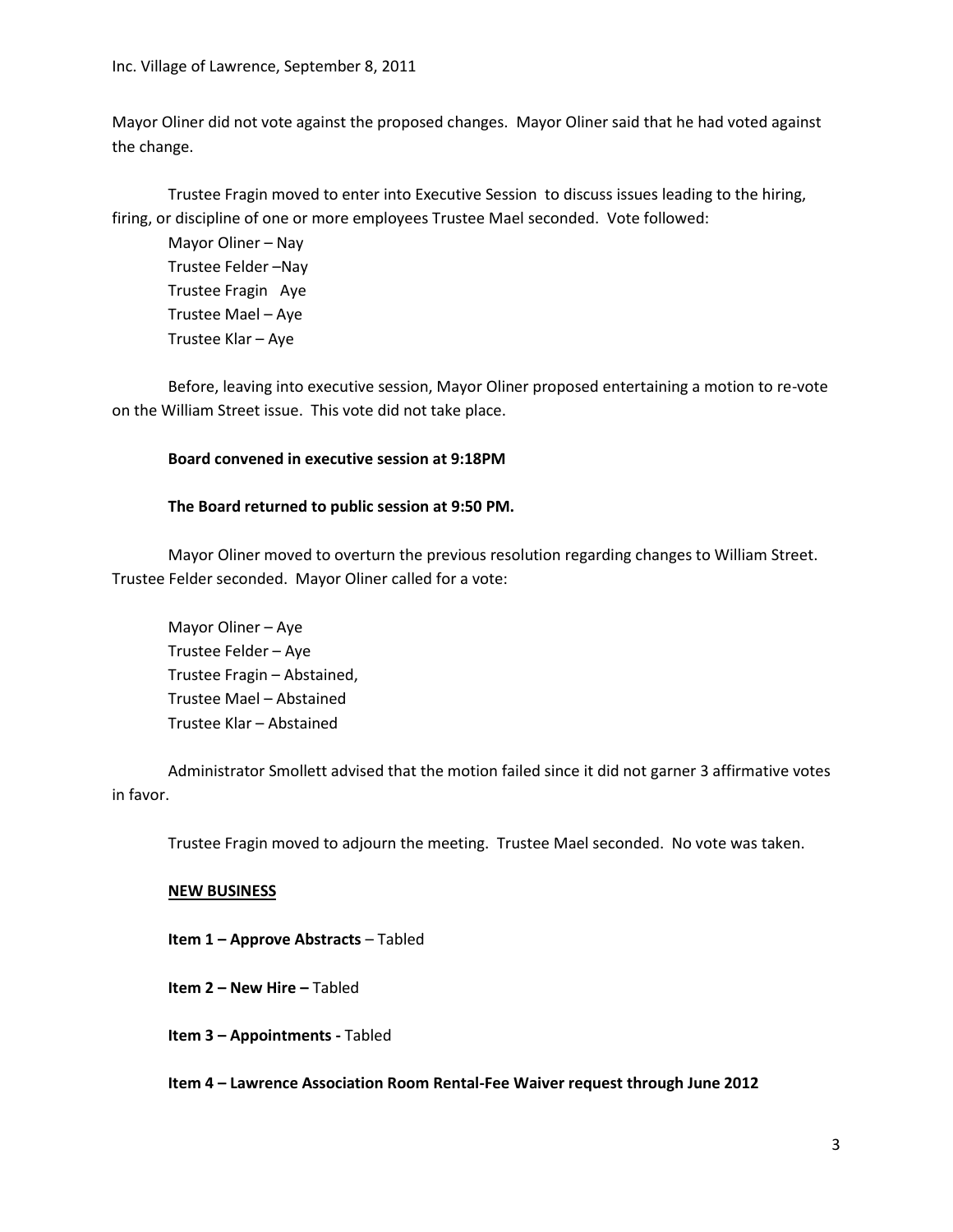Mayor Oliner did not vote against the proposed changes. Mayor Oliner said that he had voted against the change.

Trustee Fragin moved to enter into Executive Session to discuss issues leading to the hiring, firing, or discipline of one or more employees Trustee Mael seconded. Vote followed:

Mayor Oliner – Nay
Trustee Felder –Nay
Trustee Fragin Aye
Trustee Mael – Aye
Trustee Klar – Aye

Before, leaving into executive session, Mayor Oliner proposed entertaining a motion to re-vote on the William Street issue. This vote did not take place.

**Board convened in executive session at 9:18PM**

**The Board returned to public session at 9:50 PM.**

Mayor Oliner moved to overturn the previous resolution regarding changes to William Street. Trustee Felder seconded. Mayor Oliner called for a vote:

Mayor Oliner – Aye
Trustee Felder – Aye
Trustee Fragin – Abstained,
Trustee Mael – Abstained
Trustee Klar – Abstained

Administrator Smollett advised that the motion failed since it did not garner 3 affirmative votes in favor.

Trustee Fragin moved to adjourn the meeting. Trustee Mael seconded. No vote was taken.

**NEW BUSINESS**

**Item 1 – Approve Abstracts** – Tabled

**Item 2 – New Hire –** Tabled

**Item 3 – Appointments -** Tabled

**Item 4 – Lawrence Association Room Rental-Fee Waiver request through June 2012**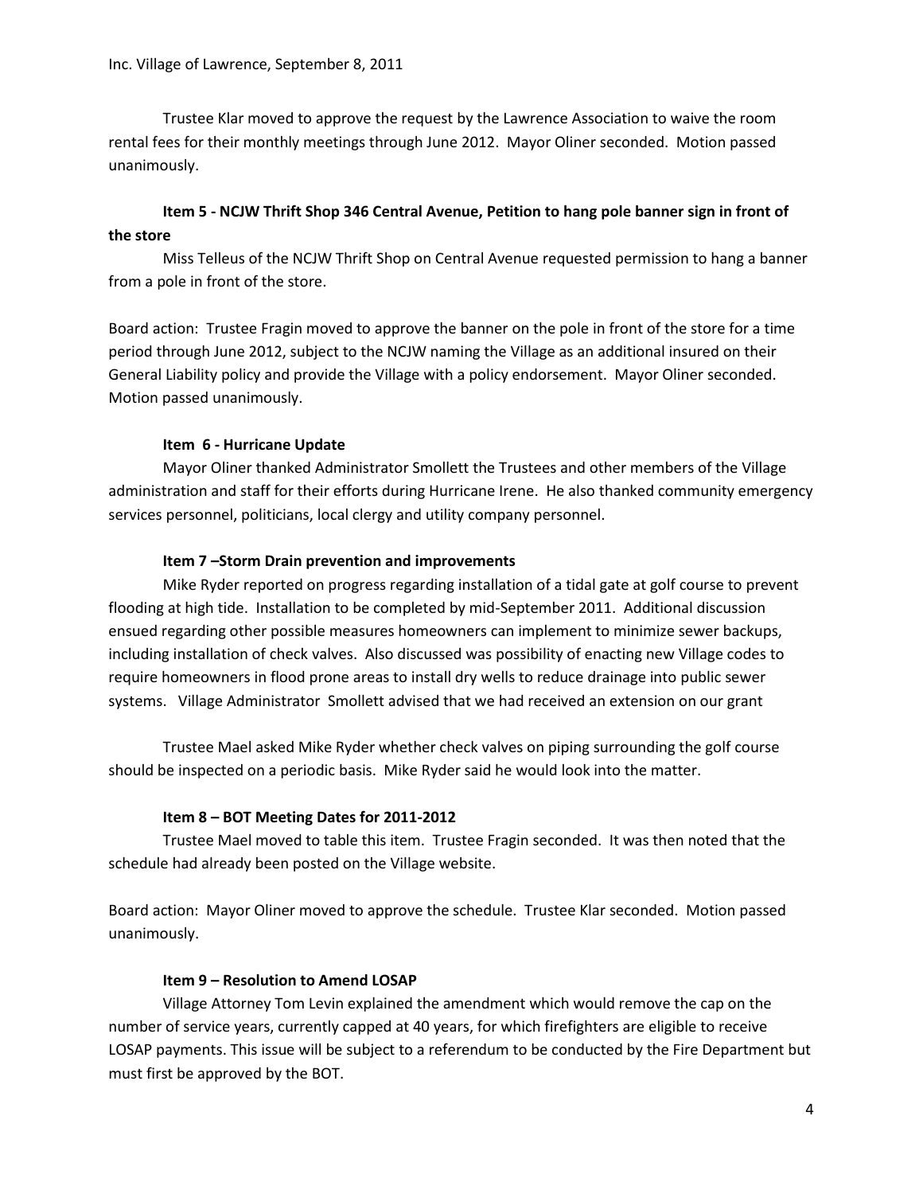Trustee Klar moved to approve the request by the Lawrence Association to waive the room rental fees for their monthly meetings through June 2012. Mayor Oliner seconded. Motion passed unanimously.

**Item 5 - NCJW Thrift Shop 346 Central Avenue, Petition to hang pole banner sign in front of the store**

Miss Telleus of the NCJW Thrift Shop on Central Avenue requested permission to hang a banner from a pole in front of the store.

Board action: Trustee Fragin moved to approve the banner on the pole in front of the store for a time period through June 2012, subject to the NCJW naming the Village as an additional insured on their General Liability policy and provide the Village with a policy endorsement. Mayor Oliner seconded. Motion passed unanimously.

**Item 6 - Hurricane Update**

Mayor Oliner thanked Administrator Smollett the Trustees and other members of the Village administration and staff for their efforts during Hurricane Irene. He also thanked community emergency services personnel, politicians, local clergy and utility company personnel.

**Item 7 –Storm Drain prevention and improvements**

Mike Ryder reported on progress regarding installation of a tidal gate at golf course to prevent flooding at high tide. Installation to be completed by mid-September 2011. Additional discussion ensued regarding other possible measures homeowners can implement to minimize sewer backups, including installation of check valves. Also discussed was possibility of enacting new Village codes to require homeowners in flood prone areas to install dry wells to reduce drainage into public sewer systems. Village Administrator Smollett advised that we had received an extension on our grant

Trustee Mael asked Mike Ryder whether check valves on piping surrounding the golf course should be inspected on a periodic basis. Mike Ryder said he would look into the matter.

**Item 8 – BOT Meeting Dates for 2011-2012**

Trustee Mael moved to table this item. Trustee Fragin seconded. It was then noted that the schedule had already been posted on the Village website.

Board action: Mayor Oliner moved to approve the schedule. Trustee Klar seconded. Motion passed unanimously.

**Item 9 – Resolution to Amend LOSAP**

Village Attorney Tom Levin explained the amendment which would remove the cap on the number of service years, currently capped at 40 years, for which firefighters are eligible to receive LOSAP payments. This issue will be subject to a referendum to be conducted by the Fire Department but must first be approved by the BOT.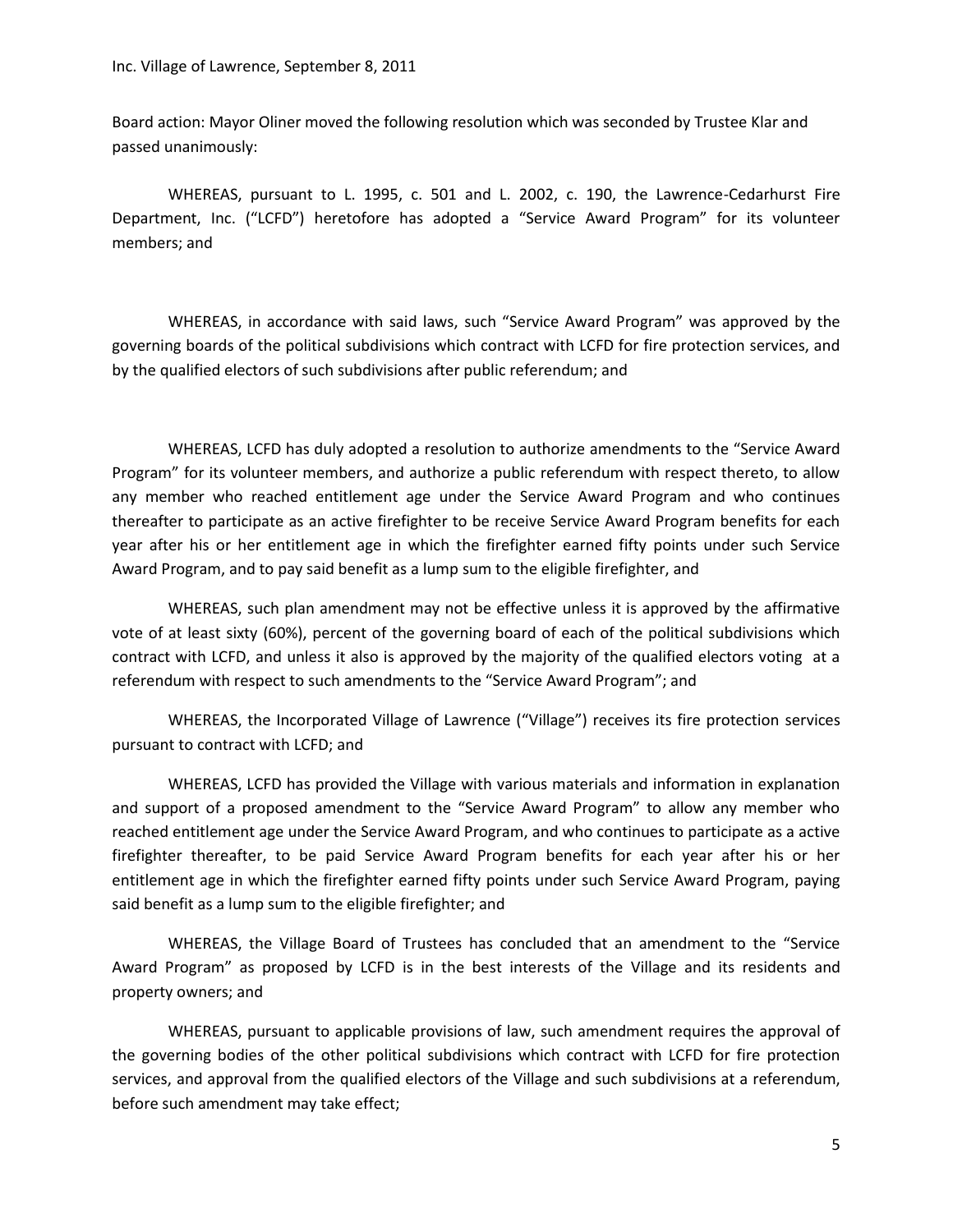Board action: Mayor Oliner moved the following resolution which was seconded by Trustee Klar and passed unanimously:

WHEREAS, pursuant to L. 1995, c. 501 and L. 2002, c. 190, the Lawrence-Cedarhurst Fire Department, Inc. ("LCFD") heretofore has adopted a "Service Award Program" for its volunteer members; and

WHEREAS, in accordance with said laws, such "Service Award Program" was approved by the governing boards of the political subdivisions which contract with LCFD for fire protection services, and by the qualified electors of such subdivisions after public referendum; and

WHEREAS, LCFD has duly adopted a resolution to authorize amendments to the "Service Award Program" for its volunteer members, and authorize a public referendum with respect thereto, to allow any member who reached entitlement age under the Service Award Program and who continues thereafter to participate as an active firefighter to be receive Service Award Program benefits for each year after his or her entitlement age in which the firefighter earned fifty points under such Service Award Program, and to pay said benefit as a lump sum to the eligible firefighter, and

WHEREAS, such plan amendment may not be effective unless it is approved by the affirmative vote of at least sixty (60%), percent of the governing board of each of the political subdivisions which contract with LCFD, and unless it also is approved by the majority of the qualified electors voting at a referendum with respect to such amendments to the "Service Award Program"; and

WHEREAS, the Incorporated Village of Lawrence ("Village") receives its fire protection services pursuant to contract with LCFD; and

WHEREAS, LCFD has provided the Village with various materials and information in explanation and support of a proposed amendment to the "Service Award Program" to allow any member who reached entitlement age under the Service Award Program, and who continues to participate as a active firefighter thereafter, to be paid Service Award Program benefits for each year after his or her entitlement age in which the firefighter earned fifty points under such Service Award Program, paying said benefit as a lump sum to the eligible firefighter; and

WHEREAS, the Village Board of Trustees has concluded that an amendment to the "Service Award Program" as proposed by LCFD is in the best interests of the Village and its residents and property owners; and

WHEREAS, pursuant to applicable provisions of law, such amendment requires the approval of the governing bodies of the other political subdivisions which contract with LCFD for fire protection services, and approval from the qualified electors of the Village and such subdivisions at a referendum, before such amendment may take effect;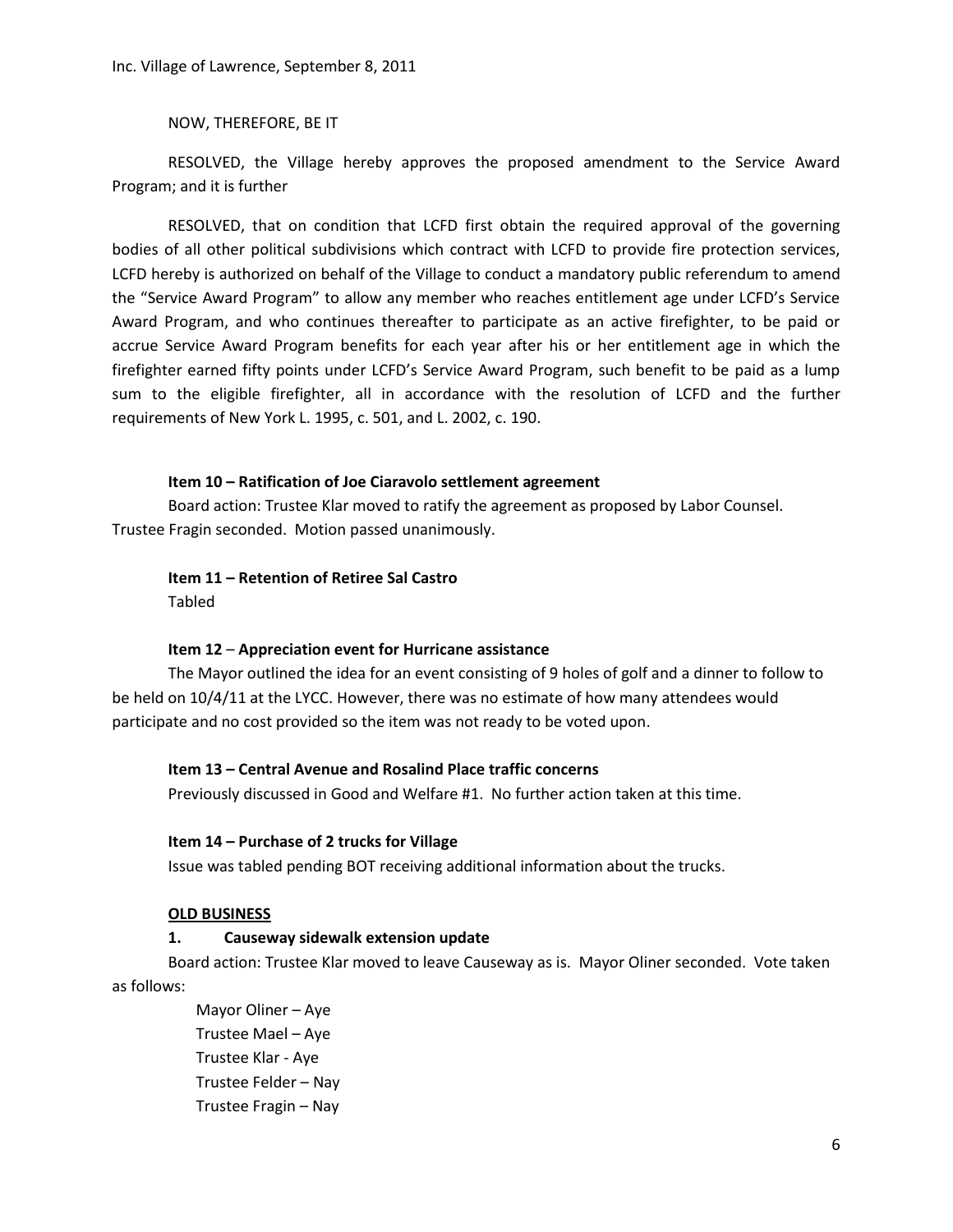NOW, THEREFORE, BE IT

RESOLVED, the Village hereby approves the proposed amendment to the Service Award Program; and it is further

RESOLVED, that on condition that LCFD first obtain the required approval of the governing bodies of all other political subdivisions which contract with LCFD to provide fire protection services, LCFD hereby is authorized on behalf of the Village to conduct a mandatory public referendum to amend the "Service Award Program" to allow any member who reaches entitlement age under LCFD's Service Award Program, and who continues thereafter to participate as an active firefighter, to be paid or accrue Service Award Program benefits for each year after his or her entitlement age in which the firefighter earned fifty points under LCFD's Service Award Program, such benefit to be paid as a lump sum to the eligible firefighter, all in accordance with the resolution of LCFD and the further requirements of New York L. 1995, c. 501, and L. 2002, c. 190.

**Item 10 – Ratification of Joe Ciaravolo settlement agreement**

Board action: Trustee Klar moved to ratify the agreement as proposed by Labor Counsel. Trustee Fragin seconded. Motion passed unanimously.

**Item 11 – Retention of Retiree Sal Castro**

Tabled

**Item 12** – **Appreciation event for Hurricane assistance**

The Mayor outlined the idea for an event consisting of 9 holes of golf and a dinner to follow to be held on 10/4/11 at the LYCC. However, there was no estimate of how many attendees would participate and no cost provided so the item was not ready to be voted upon.

**Item 13 – Central Avenue and Rosalind Place traffic concerns**

Previously discussed in Good and Welfare #1. No further action taken at this time.

**Item 14 – Purchase of 2 trucks for Village**

Issue was tabled pending BOT receiving additional information about the trucks.

**OLD BUSINESS**

**1. Causeway sidewalk extension update**

Board action: Trustee Klar moved to leave Causeway as is. Mayor Oliner seconded. Vote taken as follows:

Mayor Oliner – Aye
Trustee Mael – Aye
Trustee Klar - Aye
Trustee Felder – Nay
Trustee Fragin – Nay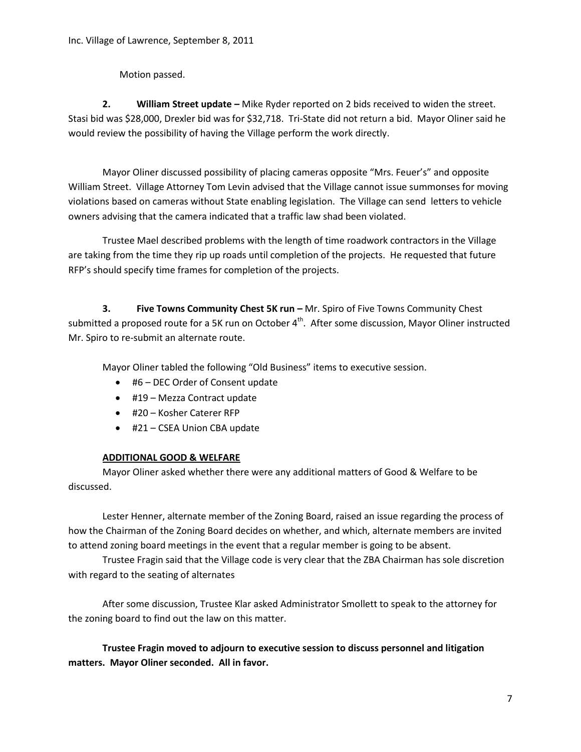Motion passed.

**2. William Street update –** Mike Ryder reported on 2 bids received to widen the street. Stasi bid was $28,000, Drexler bid was for $32,718. Tri-State did not return a bid. Mayor Oliner said he would review the possibility of having the Village perform the work directly.

Mayor Oliner discussed possibility of placing cameras opposite "Mrs. Feuer's" and opposite William Street. Village Attorney Tom Levin advised that the Village cannot issue summonses for moving violations based on cameras without State enabling legislation. The Village can send letters to vehicle owners advising that the camera indicated that a traffic law shad been violated.

Trustee Mael described problems with the length of time roadwork contractors in the Village are taking from the time they rip up roads until completion of the projects. He requested that future RFP's should specify time frames for completion of the projects.

**3. Five Towns Community Chest 5K run –** Mr. Spiro of Five Towns Community Chest submitted a proposed route for a 5K run on October 4th. After some discussion, Mayor Oliner instructed Mr. Spiro to re-submit an alternate route.

Mayor Oliner tabled the following "Old Business" items to executive session.

- #6 – DEC Order of Consent update
- #19 – Mezza Contract update
- #20 – Kosher Caterer RFP
- #21 – CSEA Union CBA update

**ADDITIONAL GOOD & WELFARE**

Mayor Oliner asked whether there were any additional matters of Good & Welfare to be discussed.

Lester Henner, alternate member of the Zoning Board, raised an issue regarding the process of how the Chairman of the Zoning Board decides on whether, and which, alternate members are invited to attend zoning board meetings in the event that a regular member is going to be absent.

Trustee Fragin said that the Village code is very clear that the ZBA Chairman has sole discretion with regard to the seating of alternates

After some discussion, Trustee Klar asked Administrator Smollett to speak to the attorney for the zoning board to find out the law on this matter.

**Trustee Fragin moved to adjourn to executive session to discuss personnel and litigation matters. Mayor Oliner seconded. All in favor.**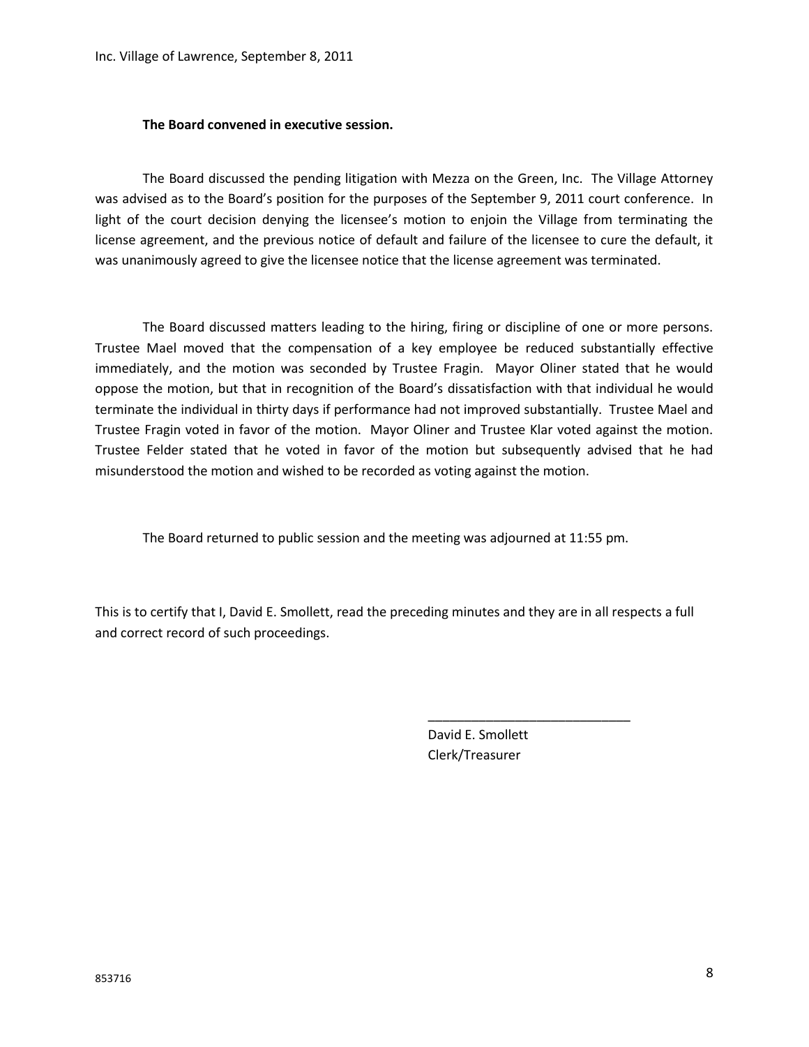**The Board convened in executive session.**

The Board discussed the pending litigation with Mezza on the Green, Inc. The Village Attorney was advised as to the Board's position for the purposes of the September 9, 2011 court conference. In light of the court decision denying the licensee's motion to enjoin the Village from terminating the license agreement, and the previous notice of default and failure of the licensee to cure the default, it was unanimously agreed to give the licensee notice that the license agreement was terminated.

The Board discussed matters leading to the hiring, firing or discipline of one or more persons. Trustee Mael moved that the compensation of a key employee be reduced substantially effective immediately, and the motion was seconded by Trustee Fragin. Mayor Oliner stated that he would oppose the motion, but that in recognition of the Board's dissatisfaction with that individual he would terminate the individual in thirty days if performance had not improved substantially. Trustee Mael and Trustee Fragin voted in favor of the motion. Mayor Oliner and Trustee Klar voted against the motion. Trustee Felder stated that he voted in favor of the motion but subsequently advised that he had misunderstood the motion and wished to be recorded as voting against the motion.

The Board returned to public session and the meeting was adjourned at 11:55 pm.

This is to certify that I, David E. Smollett, read the preceding minutes and they are in all respects a full and correct record of such proceedings.

\_\_\_\_\_\_\_\_\_\_\_\_\_\_\_\_\_\_\_\_\_\_\_\_\_\_\_\_\_\_

David E. Smollett
Clerk/Treasurer

853716